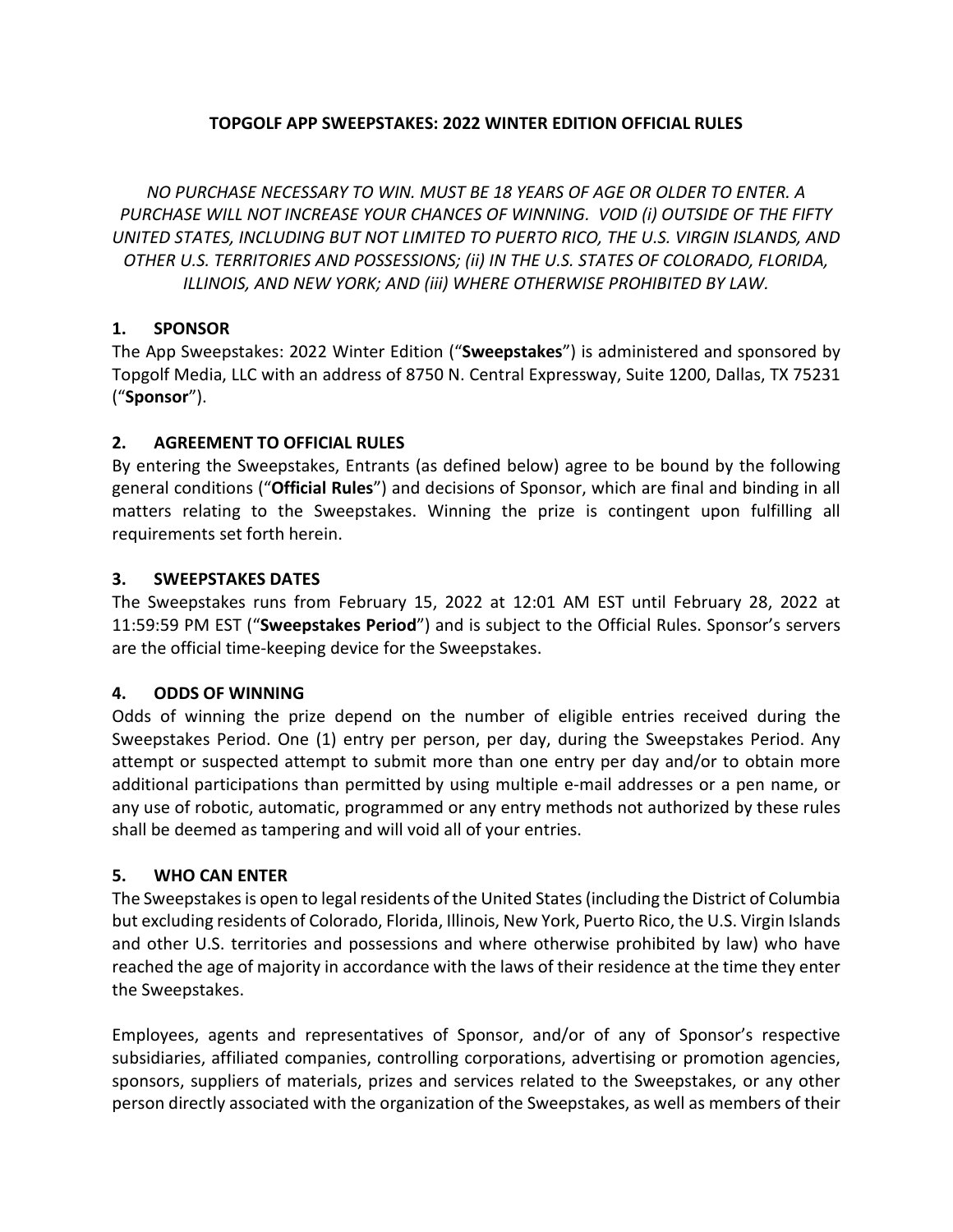# TOPGOLF APP SWEEPSTAKES: 2022 WINTER EDITION OFFICIAL RULES

*NO PURCHASE NECESSARY TO WIN. MUST BE 18 YEARS OF AGE OR OLDER TO ENTER. A PURCHASE WILL NOT INCREASE YOUR CHANCES OF WINNING. VOID (i) OUTSIDE OF THE FIFTY UNITED STATES, INCLUDING BUT NOT LIMITED TO PUERTO RICO, THE U.S. VIRGIN ISLANDS, AND OTHER U.S. TERRITORIES AND POSSESSIONS; (ii) IN THE U.S. STATES OF COLORADO, FLORIDA, ILLINOIS, AND NEW YORK; AND (iii) WHERE OTHERWISE PROHIBITED BY LAW.*

## 1. SPONSOR

The App Sweepstakes: 2022 Winter Edition ("**Sweepstakes**") is administered and sponsored by Topgolf Media, LLC with an address of 8750 N. Central Expressway, Suite 1200, Dallas, TX 75231 ("**Sponsor**").

## 2. AGREEMENT TO OFFICIAL RULES

By entering the Sweepstakes, Entrants (as defined below) agree to be bound by the following general conditions ("**Official Rules**") and decisions of Sponsor, which are final and binding in all matters relating to the Sweepstakes. Winning the prize is contingent upon fulfilling all requirements set forth herein.

## 3. SWEEPSTAKES DATES

The Sweepstakes runs from February 15, 2022 at 12:01 AM EST until February 28, 2022 at 11:59:59 PM EST ("**Sweepstakes Period**") and is subject to the Official Rules. Sponsor's servers are the official time-keeping device for the Sweepstakes.

## 4. ODDS OF WINNING

Odds of winning the prize depend on the number of eligible entries received during the Sweepstakes Period. One (1) entry per person, per day, during the Sweepstakes Period. Any attempt or suspected attempt to submit more than one entry per day and/or to obtain more additional participations than permitted by using multiple e-mail addresses or a pen name, or any use of robotic, automatic, programmed or any entry methods not authorized by these rules shall be deemed as tampering and will void all of your entries.

## 5. WHO CAN ENTER

The Sweepstakes is open to legal residents of the United States (including the District of Columbia but excluding residents of Colorado, Florida, Illinois, New York, Puerto Rico, the U.S. Virgin Islands and other U.S. territories and possessions and where otherwise prohibited by law) who have reached the age of majority in accordance with the laws of their residence at the time they enter the Sweepstakes.

Employees, agents and representatives of Sponsor, and/or of any of Sponsor's respective subsidiaries, affiliated companies, controlling corporations, advertising or promotion agencies, sponsors, suppliers of materials, prizes and services related to the Sweepstakes, or any other person directly associated with the organization of the Sweepstakes, as well as members of their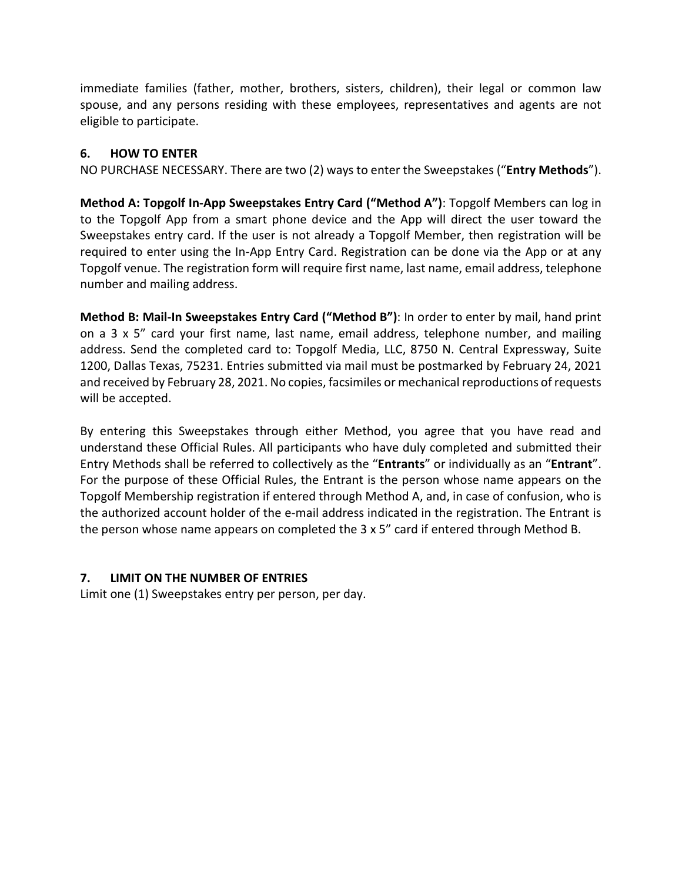immediate families (father, mother, brothers, sisters, children), their legal or common law spouse, and any persons residing with these employees, representatives and agents are not eligible to participate.

### 6. HOW TO ENTER

NO PURCHASE NECESSARY. There are two (2) ways to enter the Sweepstakes ("**Entry Methods**").

**Method A: Topgolf In-App Sweepstakes Entry Card ("Method A")**: Topgolf Members can log in to the Topgolf App from a smart phone device and the App will direct the user toward the Sweepstakes entry card. If the user is not already a Topgolf Member, then registration will be required to enter using the In-App Entry Card. Registration can be done via the App or at any Topgolf venue. The registration form will require first name, last name, email address, telephone number and mailing address.

**Method B: Mail-In Sweepstakes Entry Card ("Method B")**: In order to enter by mail, hand print on a 3 x 5" card your first name, last name, email address, telephone number, and mailing address. Send the completed card to: Topgolf Media, LLC, 8750 N. Central Expressway, Suite 1200, Dallas Texas, 75231. Entries submitted via mail must be postmarked by February 24, 2021 and received by February 28, 2021. No copies, facsimiles or mechanical reproductions of requests will be accepted.

By entering this Sweepstakes through either Method, you agree that you have read and understand these Official Rules. All participants who have duly completed and submitted their Entry Methods shall be referred to collectively as the "**Entrants**" or individually as an "**Entrant**". For the purpose of these Official Rules, the Entrant is the person whose name appears on the Topgolf Membership registration if entered through Method A, and, in case of confusion, who is the authorized account holder of the e-mail address indicated in the registration. The Entrant is the person whose name appears on completed the 3 x 5" card if entered through Method B.

### 7. LIMIT ON THE NUMBER OF ENTRIES

Limit one (1) Sweepstakes entry per person, per day.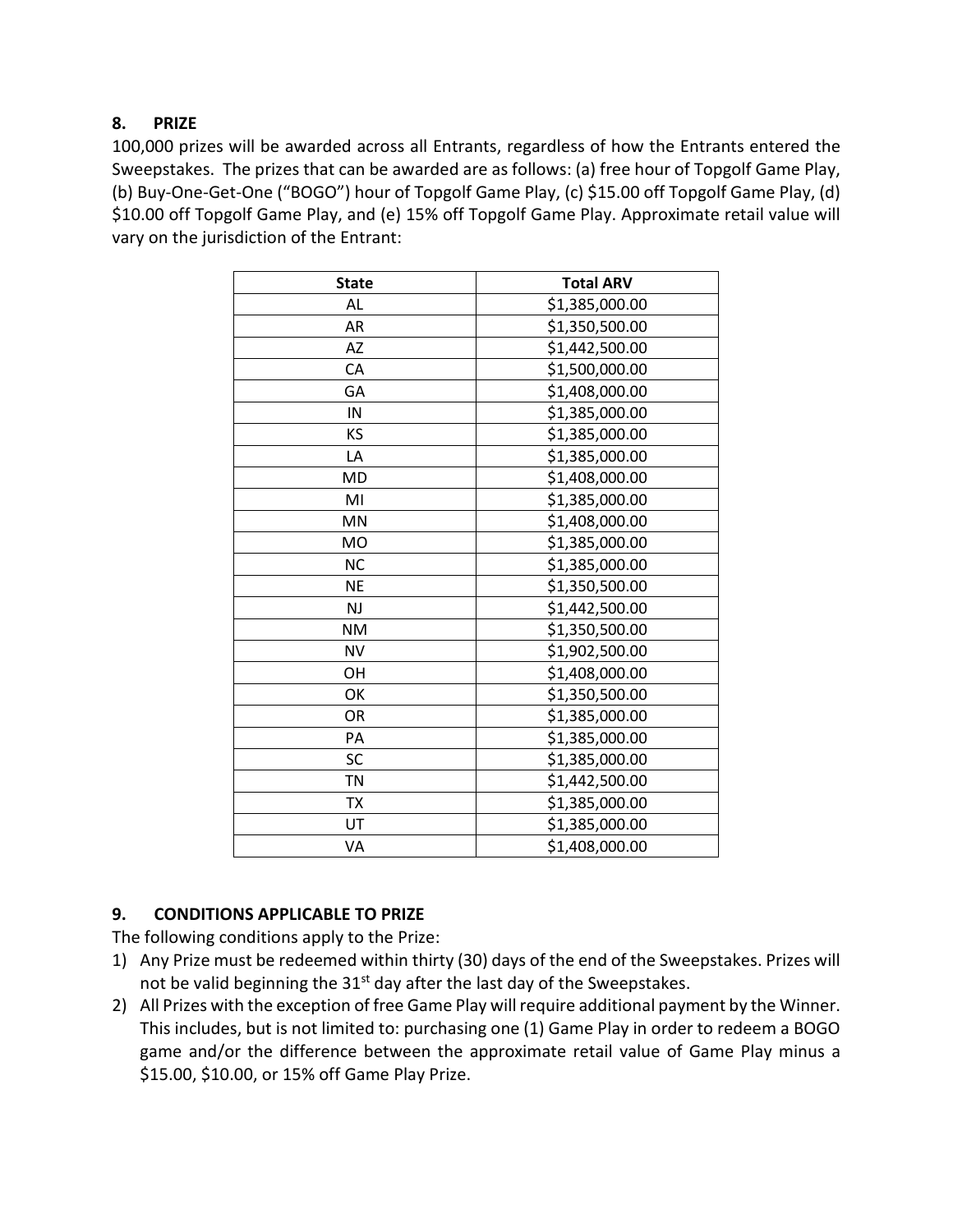## 8. PRIZE

100,000 prizes will be awarded across all Entrants, regardless of how the Entrants entered the Sweepstakes. The prizes that can be awarded are as follows: (a) free hour of Topgolf Game Play, (b) Buy-One-Get-One ("BOGO") hour of Topgolf Game Play, (c) $15.00 off Topgolf Game Play, (d) $10.00 off Topgolf Game Play, and (e) 15% off Topgolf Game Play. Approximate retail value will vary on the jurisdiction of the Entrant:

| State | Total ARV |
|---|---|
| AL | $1,385,000.00 |
| AR | $1,350,500.00 |
| AZ | $1,442,500.00 |
| CA | $1,500,000.00 |
| GA | $1,408,000.00 |
| IN | $1,385,000.00 |
| KS | $1,385,000.00 |
| LA | $1,385,000.00 |
| MD | $1,408,000.00 |
| MI | $1,385,000.00 |
| MN | $1,408,000.00 |
| MO | $1,385,000.00 |
| NC | $1,385,000.00 |
| NE | $1,350,500.00 |
| NJ | $1,442,500.00 |
| NM | $1,350,500.00 |
| NV | $1,902,500.00 |
| OH | $1,408,000.00 |
| OK | $1,350,500.00 |
| OR | $1,385,000.00 |
| PA | $1,385,000.00 |
| SC | $1,385,000.00 |
| TN | $1,442,500.00 |
| TX | $1,385,000.00 |
| UT | $1,385,000.00 |
| VA | $1,408,000.00 |

## 9. CONDITIONS APPLICABLE TO PRIZE

The following conditions apply to the Prize:

1) Any Prize must be redeemed within thirty (30) days of the end of the Sweepstakes. Prizes will not be valid beginning the 31st day after the last day of the Sweepstakes.
2) All Prizes with the exception of free Game Play will require additional payment by the Winner. This includes, but is not limited to: purchasing one (1) Game Play in order to redeem a BOGO game and/or the difference between the approximate retail value of Game Play minus a $15.00, $10.00, or 15% off Game Play Prize.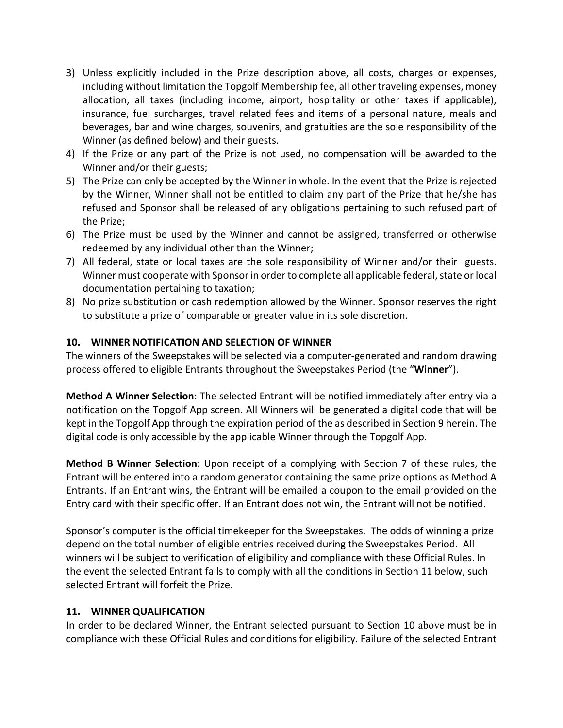3) Unless explicitly included in the Prize description above, all costs, charges or expenses, including without limitation the Topgolf Membership fee, all other traveling expenses, money allocation, all taxes (including income, airport, hospitality or other taxes if applicable), insurance, fuel surcharges, travel related fees and items of a personal nature, meals and beverages, bar and wine charges, souvenirs, and gratuities are the sole responsibility of the Winner (as defined below) and their guests.
4) If the Prize or any part of the Prize is not used, no compensation will be awarded to the Winner and/or their guests;
5) The Prize can only be accepted by the Winner in whole. In the event that the Prize is rejected by the Winner, Winner shall not be entitled to claim any part of the Prize that he/she has refused and Sponsor shall be released of any obligations pertaining to such refused part of the Prize;
6) The Prize must be used by the Winner and cannot be assigned, transferred or otherwise redeemed by any individual other than the Winner;
7) All federal, state or local taxes are the sole responsibility of Winner and/or their guests. Winner must cooperate with Sponsor in order to complete all applicable federal, state or local documentation pertaining to taxation;
8) No prize substitution or cash redemption allowed by the Winner. Sponsor reserves the right to substitute a prize of comparable or greater value in its sole discretion.

## 10. WINNER NOTIFICATION AND SELECTION OF WINNER

The winners of the Sweepstakes will be selected via a computer-generated and random drawing process offered to eligible Entrants throughout the Sweepstakes Period (the "**Winner**").

**Method A Winner Selection**: The selected Entrant will be notified immediately after entry via a notification on the Topgolf App screen. All Winners will be generated a digital code that will be kept in the Topgolf App through the expiration period of the as described in Section 9 herein. The digital code is only accessible by the applicable Winner through the Topgolf App.

**Method B Winner Selection**: Upon receipt of a complying with Section 7 of these rules, the Entrant will be entered into a random generator containing the same prize options as Method A Entrants. If an Entrant wins, the Entrant will be emailed a coupon to the email provided on the Entry card with their specific offer. If an Entrant does not win, the Entrant will not be notified.

Sponsor's computer is the official timekeeper for the Sweepstakes. The odds of winning a prize depend on the total number of eligible entries received during the Sweepstakes Period. All winners will be subject to verification of eligibility and compliance with these Official Rules. In the event the selected Entrant fails to comply with all the conditions in Section 11 below, such selected Entrant will forfeit the Prize.

## 11. WINNER QUALIFICATION

In order to be declared Winner, the Entrant selected pursuant to Section 10 above must be in compliance with these Official Rules and conditions for eligibility. Failure of the selected Entrant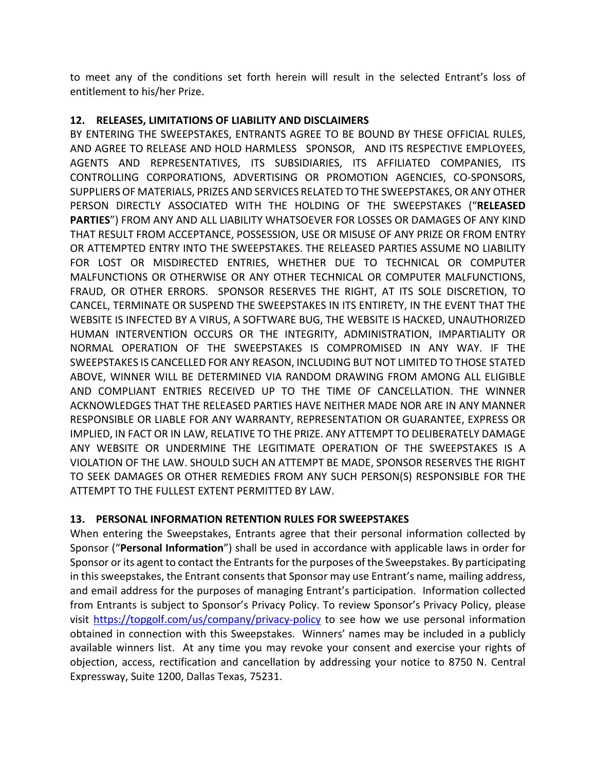to meet any of the conditions set forth herein will result in the selected Entrant's loss of entitlement to his/her Prize.

## 12. RELEASES, LIMITATIONS OF LIABILITY AND DISCLAIMERS

BY ENTERING THE SWEEPSTAKES, ENTRANTS AGREE TO BE BOUND BY THESE OFFICIAL RULES, AND AGREE TO RELEASE AND HOLD HARMLESS SPONSOR, AND ITS RESPECTIVE EMPLOYEES, AGENTS AND REPRESENTATIVES, ITS SUBSIDIARIES, ITS AFFILIATED COMPANIES, ITS CONTROLLING CORPORATIONS, ADVERTISING OR PROMOTION AGENCIES, CO-SPONSORS, SUPPLIERS OF MATERIALS, PRIZES AND SERVICES RELATED TO THE SWEEPSTAKES, OR ANY OTHER PERSON DIRECTLY ASSOCIATED WITH THE HOLDING OF THE SWEEPSTAKES ("**RELEASED PARTIES**") FROM ANY AND ALL LIABILITY WHATSOEVER FOR LOSSES OR DAMAGES OF ANY KIND THAT RESULT FROM ACCEPTANCE, POSSESSION, USE OR MISUSE OF ANY PRIZE OR FROM ENTRY OR ATTEMPTED ENTRY INTO THE SWEEPSTAKES. THE RELEASED PARTIES ASSUME NO LIABILITY FOR LOST OR MISDIRECTED ENTRIES, WHETHER DUE TO TECHNICAL OR COMPUTER MALFUNCTIONS OR OTHERWISE OR ANY OTHER TECHNICAL OR COMPUTER MALFUNCTIONS, FRAUD, OR OTHER ERRORS. SPONSOR RESERVES THE RIGHT, AT ITS SOLE DISCRETION, TO CANCEL, TERMINATE OR SUSPEND THE SWEEPSTAKES IN ITS ENTIRETY, IN THE EVENT THAT THE WEBSITE IS INFECTED BY A VIRUS, A SOFTWARE BUG, THE WEBSITE IS HACKED, UNAUTHORIZED HUMAN INTERVENTION OCCURS OR THE INTEGRITY, ADMINISTRATION, IMPARTIALITY OR NORMAL OPERATION OF THE SWEEPSTAKES IS COMPROMISED IN ANY WAY. IF THE SWEEPSTAKES IS CANCELLED FOR ANY REASON, INCLUDING BUT NOT LIMITED TO THOSE STATED ABOVE, WINNER WILL BE DETERMINED VIA RANDOM DRAWING FROM AMONG ALL ELIGIBLE AND COMPLIANT ENTRIES RECEIVED UP TO THE TIME OF CANCELLATION. THE WINNER ACKNOWLEDGES THAT THE RELEASED PARTIES HAVE NEITHER MADE NOR ARE IN ANY MANNER RESPONSIBLE OR LIABLE FOR ANY WARRANTY, REPRESENTATION OR GUARANTEE, EXPRESS OR IMPLIED, IN FACT OR IN LAW, RELATIVE TO THE PRIZE. ANY ATTEMPT TO DELIBERATELY DAMAGE ANY WEBSITE OR UNDERMINE THE LEGITIMATE OPERATION OF THE SWEEPSTAKES IS A VIOLATION OF THE LAW. SHOULD SUCH AN ATTEMPT BE MADE, SPONSOR RESERVES THE RIGHT TO SEEK DAMAGES OR OTHER REMEDIES FROM ANY SUCH PERSON(S) RESPONSIBLE FOR THE ATTEMPT TO THE FULLEST EXTENT PERMITTED BY LAW.

## 13. PERSONAL INFORMATION RETENTION RULES FOR SWEEPSTAKES

When entering the Sweepstakes, Entrants agree that their personal information collected by Sponsor ("**Personal Information**") shall be used in accordance with applicable laws in order for Sponsor or its agent to contact the Entrants for the purposes of the Sweepstakes. By participating in this sweepstakes, the Entrant consents that Sponsor may use Entrant's name, mailing address, and email address for the purposes of managing Entrant's participation. Information collected from Entrants is subject to Sponsor's Privacy Policy. To review Sponsor's Privacy Policy, please visit https://topgolf.com/us/company/privacy-policy to see how we use personal information obtained in connection with this Sweepstakes. Winners' names may be included in a publicly available winners list. At any time you may revoke your consent and exercise your rights of objection, access, rectification and cancellation by addressing your notice to 8750 N. Central Expressway, Suite 1200, Dallas Texas, 75231.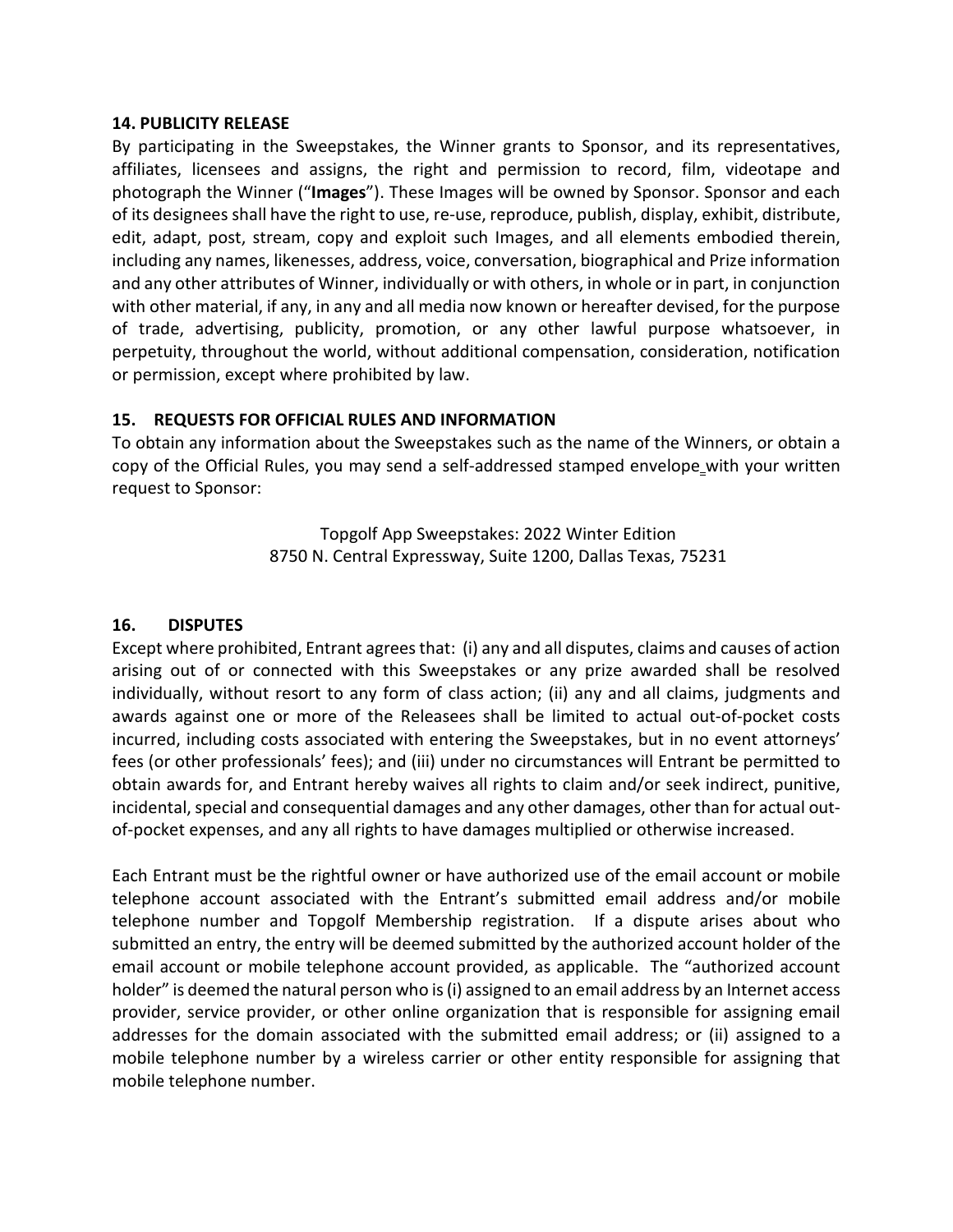**14. PUBLICITY RELEASE**

By participating in the Sweepstakes, the Winner grants to Sponsor, and its representatives, affiliates, licensees and assigns, the right and permission to record, film, videotape and photograph the Winner ("**Images**"). These Images will be owned by Sponsor. Sponsor and each of its designees shall have the right to use, re-use, reproduce, publish, display, exhibit, distribute, edit, adapt, post, stream, copy and exploit such Images, and all elements embodied therein, including any names, likenesses, address, voice, conversation, biographical and Prize information and any other attributes of Winner, individually or with others, in whole or in part, in conjunction with other material, if any, in any and all media now known or hereafter devised, for the purpose of trade, advertising, publicity, promotion, or any other lawful purpose whatsoever, in perpetuity, throughout the world, without additional compensation, consideration, notification or permission, except where prohibited by law.

**15. REQUESTS FOR OFFICIAL RULES AND INFORMATION**

To obtain any information about the Sweepstakes such as the name of the Winners, or obtain a copy of the Official Rules, you may send a self-addressed stamped envelope with your written request to Sponsor:

Topgolf App Sweepstakes: 2022 Winter Edition
8750 N. Central Expressway, Suite 1200, Dallas Texas, 75231

**16. DISPUTES**

Except where prohibited, Entrant agrees that: (i) any and all disputes, claims and causes of action arising out of or connected with this Sweepstakes or any prize awarded shall be resolved individually, without resort to any form of class action; (ii) any and all claims, judgments and awards against one or more of the Releasees shall be limited to actual out-of-pocket costs incurred, including costs associated with entering the Sweepstakes, but in no event attorneys' fees (or other professionals' fees); and (iii) under no circumstances will Entrant be permitted to obtain awards for, and Entrant hereby waives all rights to claim and/or seek indirect, punitive, incidental, special and consequential damages and any other damages, other than for actual out-of-pocket expenses, and any all rights to have damages multiplied or otherwise increased.

Each Entrant must be the rightful owner or have authorized use of the email account or mobile telephone account associated with the Entrant's submitted email address and/or mobile telephone number and Topgolf Membership registration. If a dispute arises about who submitted an entry, the entry will be deemed submitted by the authorized account holder of the email account or mobile telephone account provided, as applicable. The "authorized account holder" is deemed the natural person who is (i) assigned to an email address by an Internet access provider, service provider, or other online organization that is responsible for assigning email addresses for the domain associated with the submitted email address; or (ii) assigned to a mobile telephone number by a wireless carrier or other entity responsible for assigning that mobile telephone number.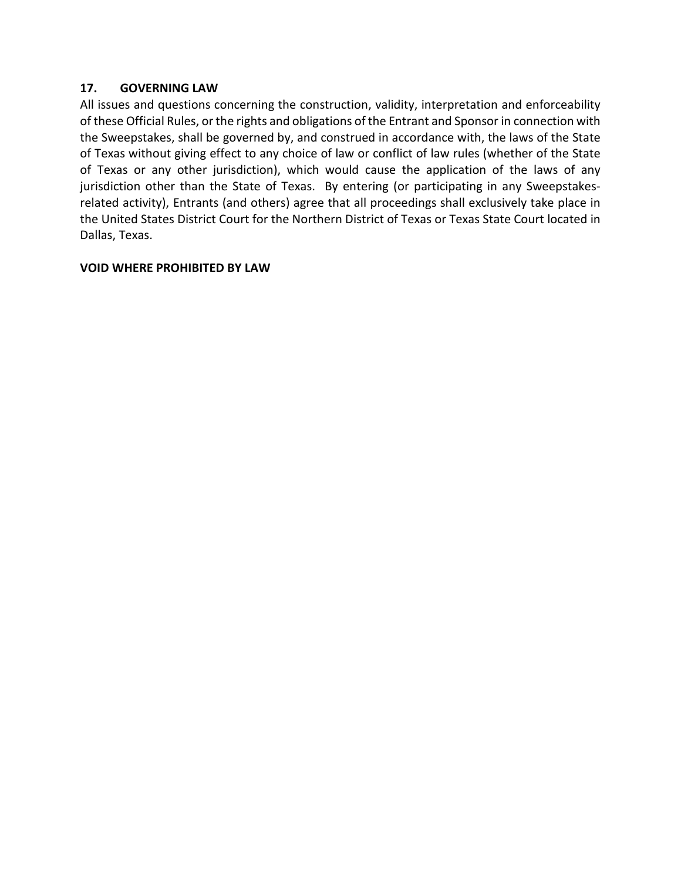## 17. GOVERNING LAW

All issues and questions concerning the construction, validity, interpretation and enforceability of these Official Rules, or the rights and obligations of the Entrant and Sponsor in connection with the Sweepstakes, shall be governed by, and construed in accordance with, the laws of the State of Texas without giving effect to any choice of law or conflict of law rules (whether of the State of Texas or any other jurisdiction), which would cause the application of the laws of any jurisdiction other than the State of Texas. By entering (or participating in any Sweepstakes-related activity), Entrants (and others) agree that all proceedings shall exclusively take place in the United States District Court for the Northern District of Texas or Texas State Court located in Dallas, Texas.

**VOID WHERE PROHIBITED BY LAW**